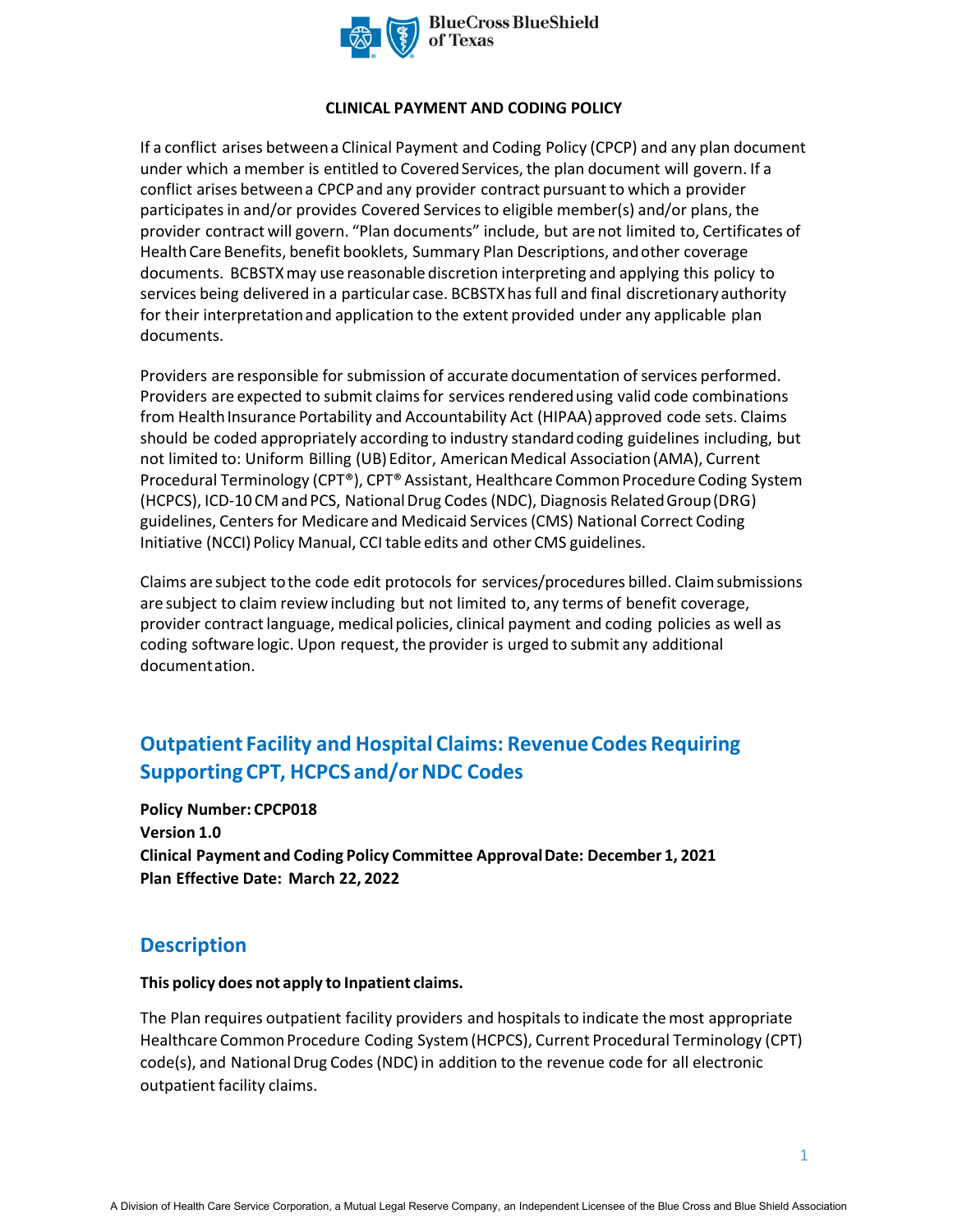**CLINICAL PAYMENT AND CODING POLICY**

If a conflict arises between a Clinical Payment and Coding Policy (CPCP) and any plan document under which a member is entitled to Covered Services, the plan document will govern. If a conflict arises between a CPCP and any provider contract pursuant to which a provider participates in and/or provides Covered Services to eligible member(s) and/or plans, the provider contract will govern. "Plan documents" include, but are not limited to, Certificates of Health Care Benefits, benefit booklets, Summary Plan Descriptions, and other coverage documents. BCBSTX may use reasonable discretion interpreting and applying this policy to services being delivered in a particular case. BCBSTX has full and final discretionary authority for their interpretation and application to the extent provided under any applicable plan documents.

Providers are responsible for submission of accurate documentation of services performed. Providers are expected to submit claims for services rendered using valid code combinations from Health Insurance Portability and Accountability Act (HIPAA) approved code sets. Claims should be coded appropriately according to industry standard coding guidelines including, but not limited to: Uniform Billing (UB) Editor, American Medical Association (AMA), Current Procedural Terminology (CPT®), CPT® Assistant, Healthcare Common Procedure Coding System (HCPCS), ICD-10 CM and PCS, National Drug Codes (NDC), Diagnosis Related Group (DRG) guidelines, Centers for Medicare and Medicaid Services (CMS) National Correct Coding Initiative (NCCI) Policy Manual, CCI table edits and other CMS guidelines.

Claims are subject to the code edit protocols for services/procedures billed. Claim submissions are subject to claim review including but not limited to, any terms of benefit coverage, provider contract language, medical policies, clinical payment and coding policies as well as coding software logic. Upon request, the provider is urged to submit any additional documentation.

# Outpatient Facility and Hospital Claims: Revenue Codes Requiring Supporting CPT, HCPCS and/or NDC Codes

**Policy Number: CPCP018**
**Version 1.0**
**Clinical Payment and Coding Policy Committee Approval Date: December 1, 2021**
**Plan Effective Date: March 22, 2022**

## Description

**This policy does not apply to Inpatient claims.**

The Plan requires outpatient facility providers and hospitals to indicate the most appropriate Healthcare Common Procedure Coding System (HCPCS), Current Procedural Terminology (CPT) code(s), and National Drug Codes (NDC) in addition to the revenue code for all electronic outpatient facility claims.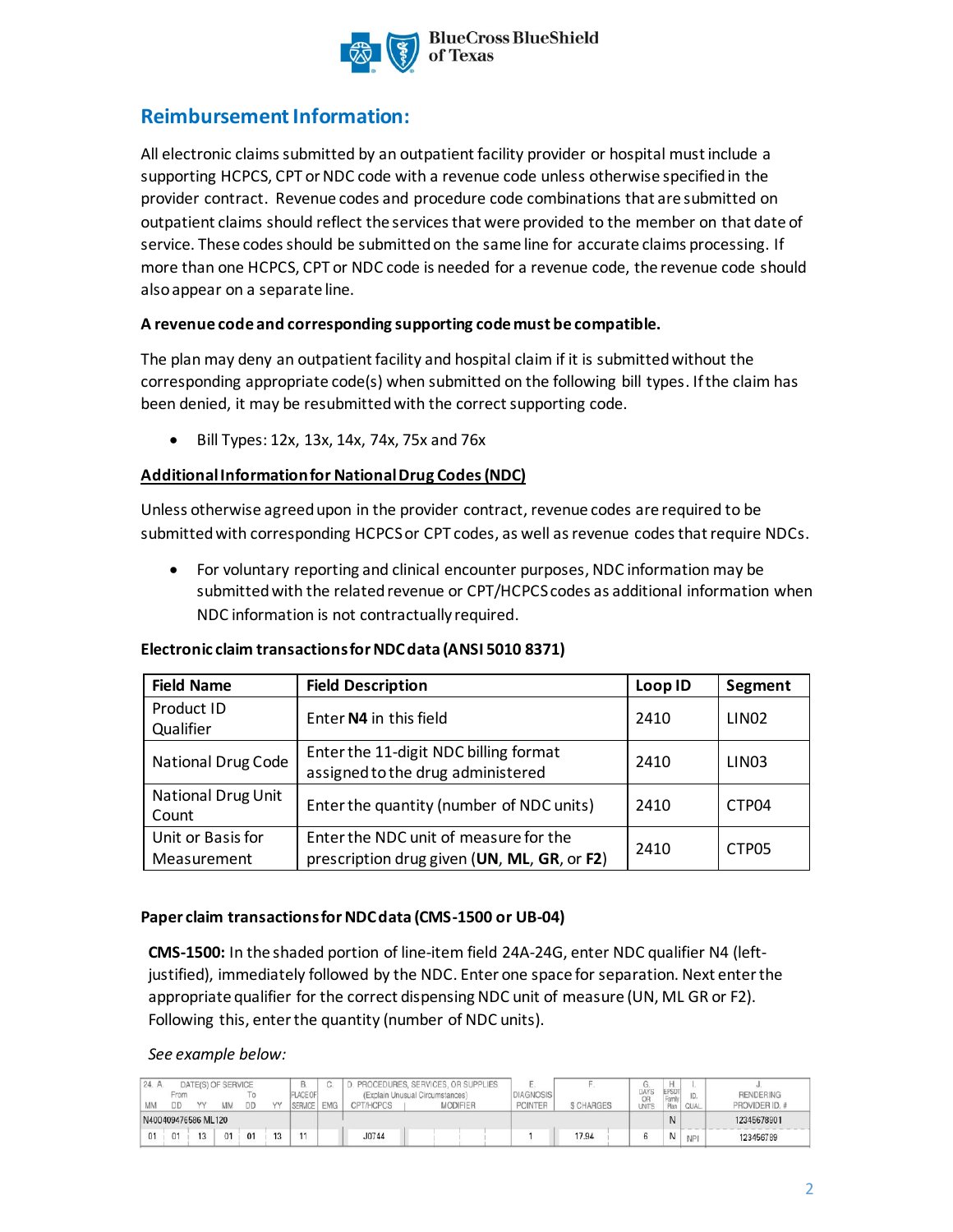## Reimbursement Information:

All electronic claims submitted by an outpatient facility provider or hospital must include a supporting HCPCS, CPT or NDC code with a revenue code unless otherwise specified in the provider contract. Revenue codes and procedure code combinations that are submitted on outpatient claims should reflect the services that were provided to the member on that date of service. These codes should be submitted on the same line for accurate claims processing. If more than one HCPCS, CPT or NDC code is needed for a revenue code, the revenue code should also appear on a separate line.

**A revenue code and corresponding supporting code must be compatible.**

The plan may deny an outpatient facility and hospital claim if it is submitted without the corresponding appropriate code(s) when submitted on the following bill types. If the claim has been denied, it may be resubmitted with the correct supporting code.

- Bill Types: 12x, 13x, 14x, 74x, 75x and 76x

**Additional Information for National Drug Codes (NDC)**

Unless otherwise agreed upon in the provider contract, revenue codes are required to be submitted with corresponding HCPCS or CPT codes, as well as revenue codes that require NDCs.

- For voluntary reporting and clinical encounter purposes, NDC information may be submitted with the related revenue or CPT/HCPCS codes as additional information when NDC information is not contractually required.

**Electronic claim transactions for NDC data (ANSI 5010 8371)**

| Field Name | Field Description | Loop ID | Segment |
|---|---|---|---|
| Product ID Qualifier | Enter **N4** in this field | 2410 | LIN02 |
| National Drug Code | Enter the 11-digit NDC billing format assigned to the drug administered | 2410 | LIN03 |
| National Drug Unit Count | Enter the quantity (number of NDC units) | 2410 | CTP04 |
| Unit or Basis for Measurement | Enter the NDC unit of measure for the prescription drug given (**UN**, **ML**, **GR**, or **F2**) | 2410 | CTP05 |

**Paper claim transactions for NDC data (CMS-1500 or UB-04)**

**CMS-1500:** In the shaded portion of line-item field 24A-24G, enter NDC qualifier N4 (left-justified), immediately followed by the NDC. Enter one space for separation. Next enter the appropriate qualifier for the correct dispensing NDC unit of measure (UN, ML GR or F2). Following this, enter the quantity (number of NDC units).

*See example below:*

| 24. A. DATE(S) OF SERVICE From MM DD YY To MM DD YY | B. PLACE OF SERVICE | C. EMG | D. PROCEDURES, SERVICES, OR SUPPLIES (Explain Unusual Circumstances) CPT/HCPCS | MODIFIER | E. DIAGNOSIS POINTER | F. $ CHARGES | G. DAYS OR UNITS | H. EPSDT Family Plan | I. ID. QUAL. | J. RENDERING PROVIDER ID. # |
|---|---|---|---|---|---|---|---|---|---|---|
| N400409476586 ML120 | | | | | | | | N | | 12345678901 |
| 01 01 13 01 01 13 | 11 | | J0744 | | 1 | 17.94 | 6 | N | NPI | 123456789 |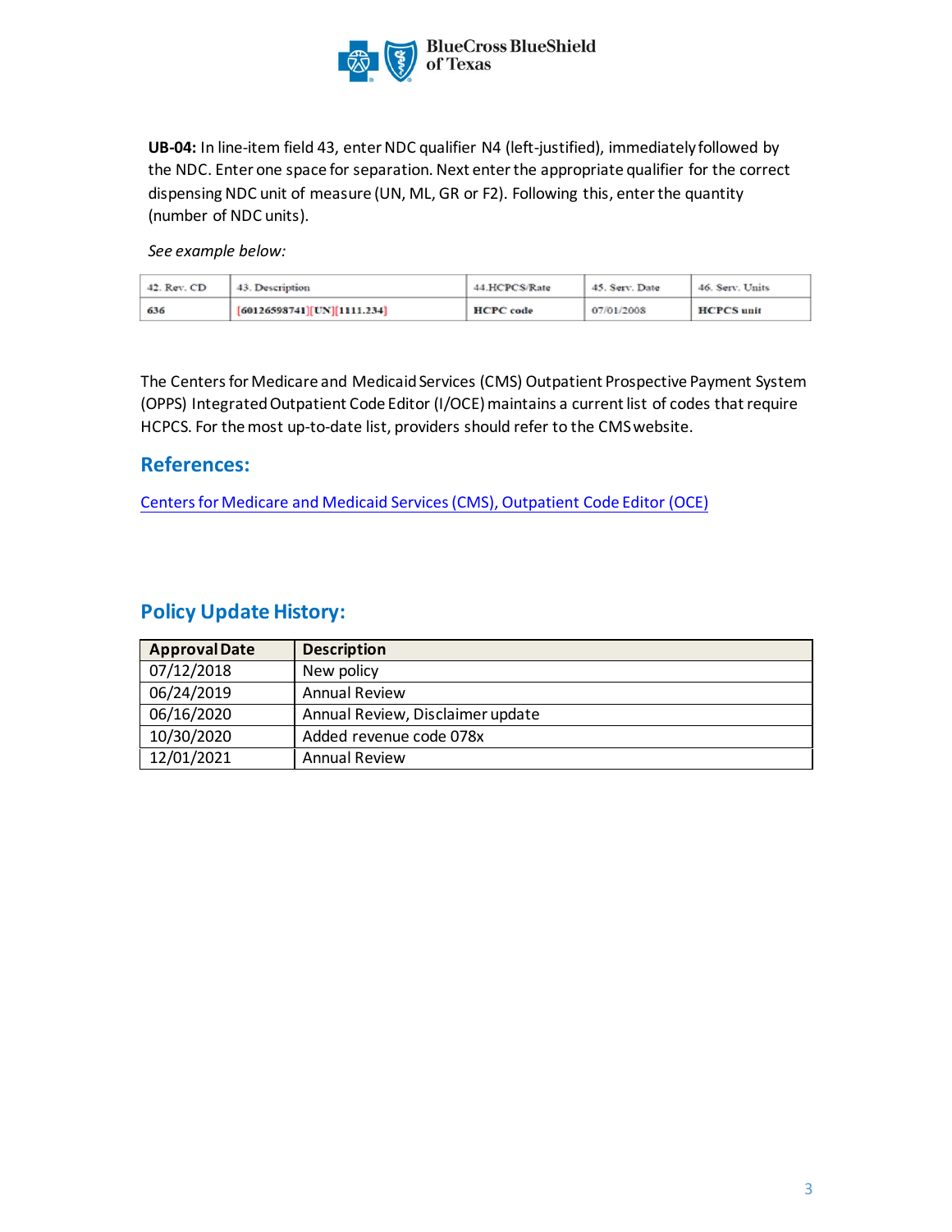**UB-04:** In line-item field 43, enter NDC qualifier N4 (left-justified), immediately followed by the NDC. Enter one space for separation. Next enter the appropriate qualifier for the correct dispensing NDC unit of measure (UN, ML, GR or F2). Following this, enter the quantity (number of NDC units).

*See example below:*

| 42. Rev. CD | 43. Description | 44.HCPCS/Rate | 45. Serv. Date | 46. Serv. Units |
|---|---|---|---|---|
| 636 | [60126598741][UN][1111.234] | HCPC code | 07/01/2008 | HCPCS unit |

The Centers for Medicare and Medicaid Services (CMS) Outpatient Prospective Payment System (OPPS) Integrated Outpatient Code Editor (I/OCE) maintains a current list of codes that require HCPCS. For the most up-to-date list, providers should refer to the CMS website.

## References:

Centers for Medicare and Medicaid Services (CMS), Outpatient Code Editor (OCE)

## Policy Update History:

| Approval Date | Description |
|---|---|
| 07/12/2018 | New policy |
| 06/24/2019 | Annual Review |
| 06/16/2020 | Annual Review, Disclaimer update |
| 10/30/2020 | Added revenue code 078x |
| 12/01/2021 | Annual Review |